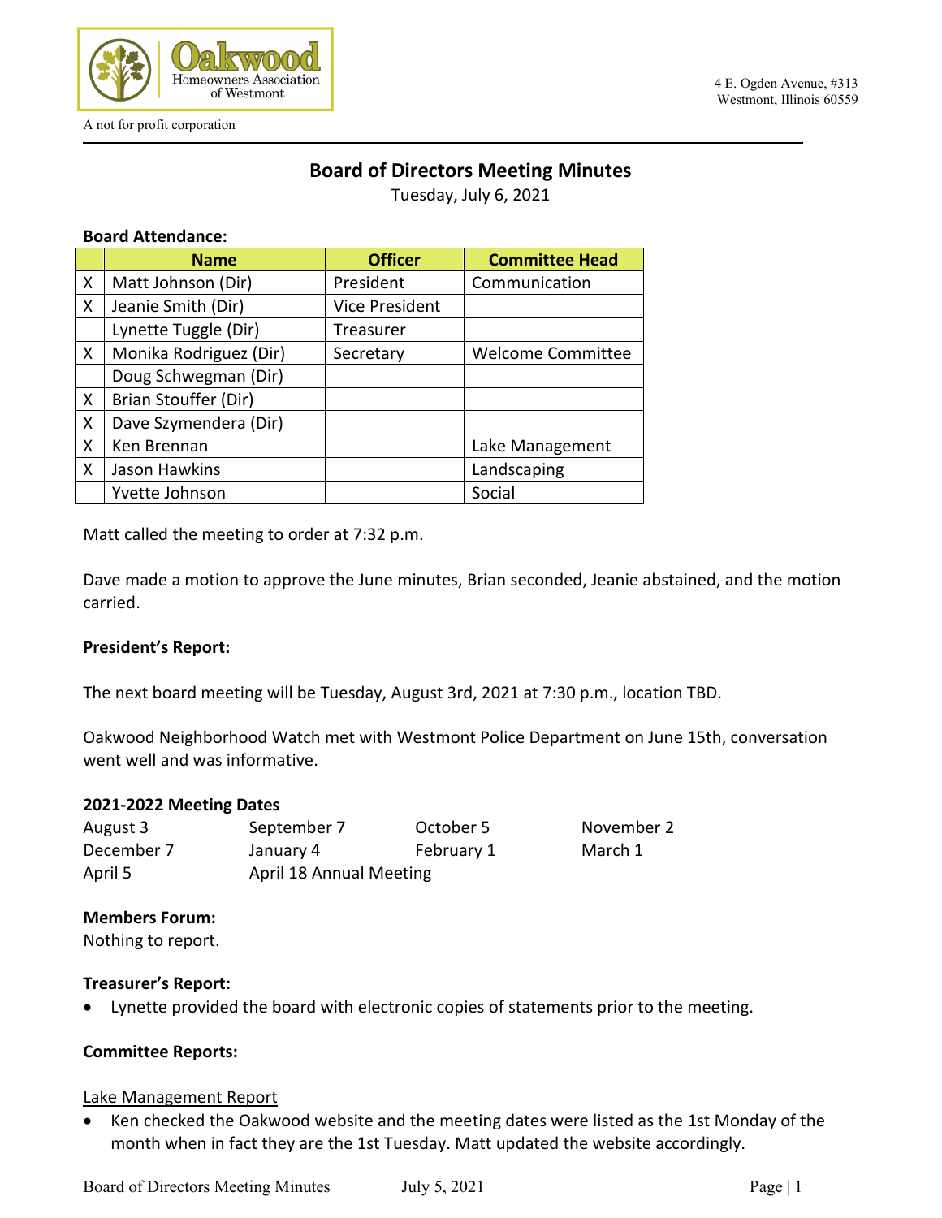Oakwood Homeowners Association of Westmont

A not for profit corporation

4 E. Ogden Avenue, #313
Westmont, Illinois 60559

# Board of Directors Meeting Minutes

Tuesday, July 6, 2021

**Board Attendance:**

| | Name | Officer | Committee Head |
|---|---|---|---|
| X | Matt Johnson (Dir) | President | Communication |
| X | Jeanie Smith (Dir) | Vice President | |
| | Lynette Tuggle (Dir) | Treasurer | |
| X | Monika Rodriguez (Dir) | Secretary | Welcome Committee |
| | Doug Schwegman (Dir) | | |
| X | Brian Stouffer (Dir) | | |
| X | Dave Szymendera (Dir) | | |
| X | Ken Brennan | | Lake Management |
| X | Jason Hawkins | | Landscaping |
| | Yvette Johnson | | Social |

Matt called the meeting to order at 7:32 p.m.

Dave made a motion to approve the June minutes, Brian seconded, Jeanie abstained, and the motion carried.

**President's Report:**

The next board meeting will be Tuesday, August 3rd, 2021 at 7:30 p.m., location TBD.

Oakwood Neighborhood Watch met with Westmont Police Department on June 15th, conversation went well and was informative.

**2021-2022 Meeting Dates**

| | | | |
|---|---|---|---|
| August 3 | September 7 | October 5 | November 2 |
| December 7 | January 4 | February 1 | March 1 |
| April 5 | April 18 Annual Meeting | | |

**Members Forum:**
Nothing to report.

**Treasurer's Report:**

- Lynette provided the board with electronic copies of statements prior to the meeting.

**Committee Reports:**

<u>Lake Management Report</u>

- Ken checked the Oakwood website and the meeting dates were listed as the 1st Monday of the month when in fact they are the 1st Tuesday. Matt updated the website accordingly.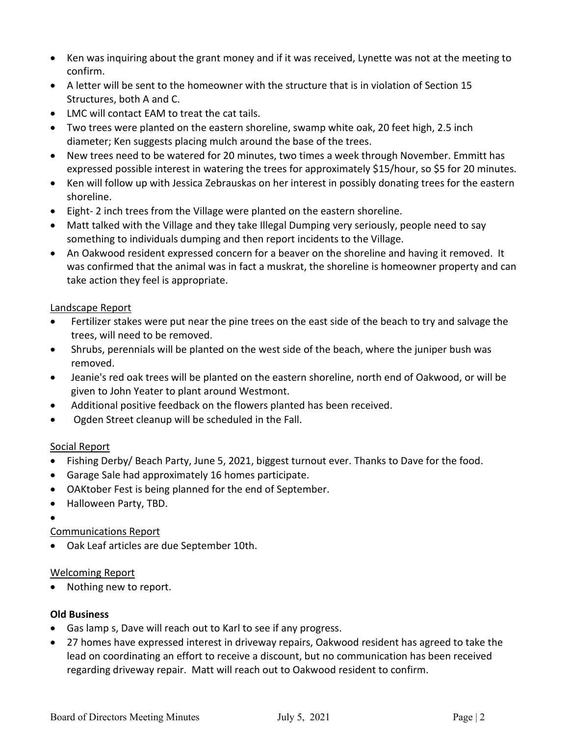- Ken was inquiring about the grant money and if it was received, Lynette was not at the meeting to confirm.
- A letter will be sent to the homeowner with the structure that is in violation of Section 15 Structures, both A and C.
- LMC will contact EAM to treat the cat tails.
- Two trees were planted on the eastern shoreline, swamp white oak, 20 feet high, 2.5 inch diameter; Ken suggests placing mulch around the base of the trees.
- New trees need to be watered for 20 minutes, two times a week through November. Emmitt has expressed possible interest in watering the trees for approximately $15/hour, so $5 for 20 minutes.
- Ken will follow up with Jessica Zebrauskas on her interest in possibly donating trees for the eastern shoreline.
- Eight- 2 inch trees from the Village were planted on the eastern shoreline.
- Matt talked with the Village and they take Illegal Dumping very seriously, people need to say something to individuals dumping and then report incidents to the Village.
- An Oakwood resident expressed concern for a beaver on the shoreline and having it removed. It was confirmed that the animal was in fact a muskrat, the shoreline is homeowner property and can take action they feel is appropriate.

Landscape Report

- Fertilizer stakes were put near the pine trees on the east side of the beach to try and salvage the trees, will need to be removed.
- Shrubs, perennials will be planted on the west side of the beach, where the juniper bush was removed.
- Jeanie's red oak trees will be planted on the eastern shoreline, north end of Oakwood, or will be given to John Yeater to plant around Westmont.
- Additional positive feedback on the flowers planted has been received.
- Ogden Street cleanup will be scheduled in the Fall.

Social Report

- Fishing Derby/ Beach Party, June 5, 2021, biggest turnout ever. Thanks to Dave for the food.
- Garage Sale had approximately 16 homes participate.
- OAKtober Fest is being planned for the end of September.
- Halloween Party, TBD.

Communications Report

- Oak Leaf articles are due September 10th.

Welcoming Report

- Nothing new to report.

**Old Business**

- Gas lamp s, Dave will reach out to Karl to see if any progress.
- 27 homes have expressed interest in driveway repairs, Oakwood resident has agreed to take the lead on coordinating an effort to receive a discount, but no communication has been received regarding driveway repair. Matt will reach out to Oakwood resident to confirm.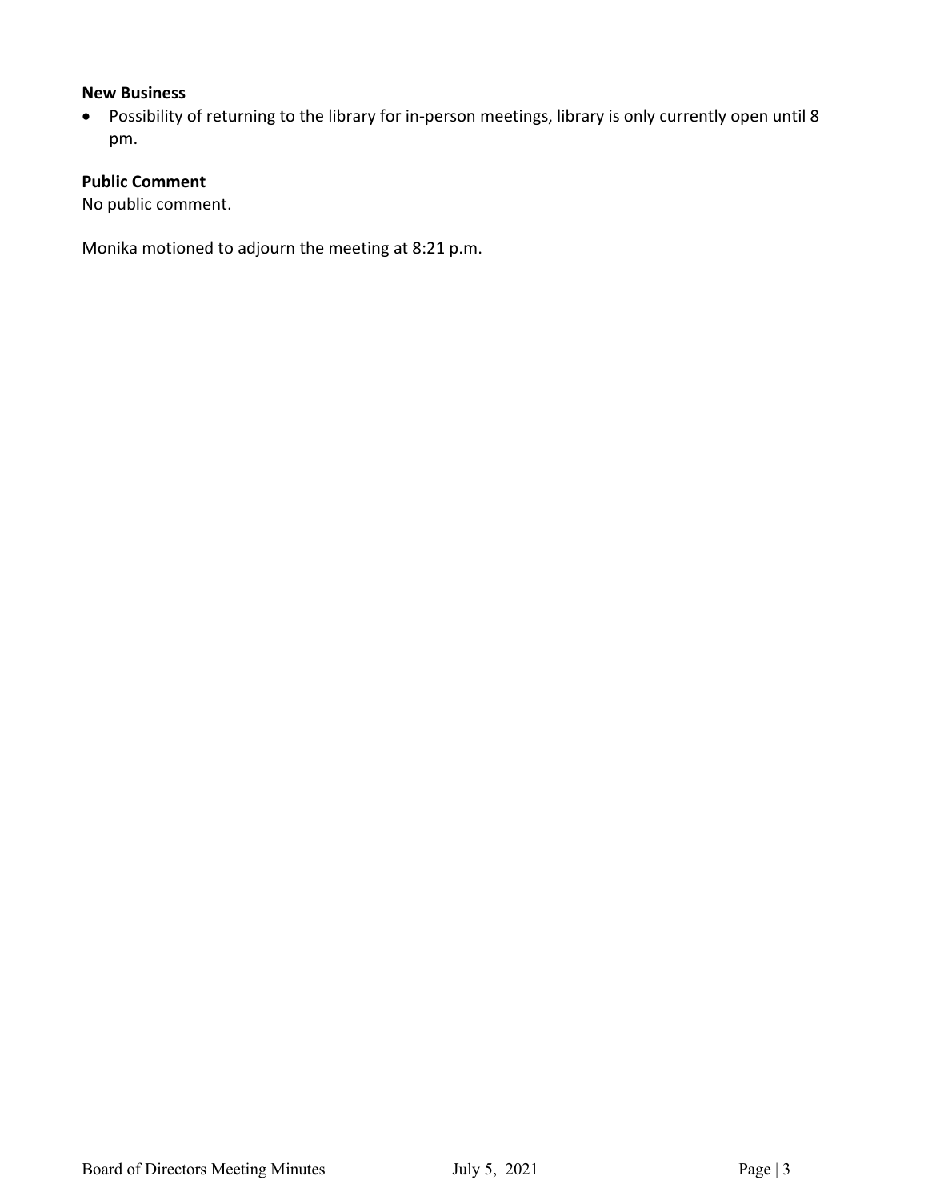**New Business**

- Possibility of returning to the library for in-person meetings, library is only currently open until 8 pm.

**Public Comment**

No public comment.

Monika motioned to adjourn the meeting at 8:21 p.m.